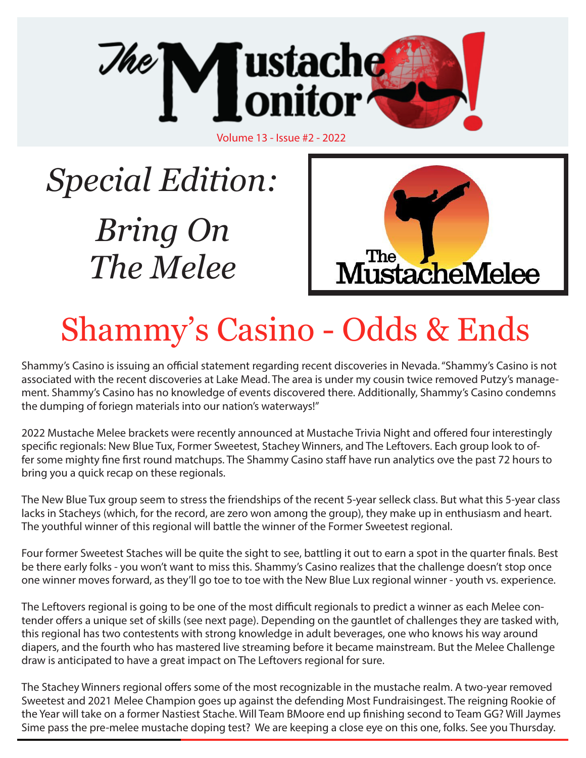# The Mustache Monitor!

Volume 13 - Issue #2 - 2022

*Special Edition:*

*Bring On The Melee*

The MustacheMelee

# Shammy's Casino - Odds & Ends

Shammy's Casino is issuing an official statement regarding recent discoveries in Nevada. "Shammy's Casino is not associated with the recent discoveries at Lake Mead. The area is under my cousin twice removed Putzy's management. Shammy's Casino has no knowledge of events discovered there. Additionally, Shammy's Casino condemns the dumping of foriegn materials into our nation's waterways!"

2022 Mustache Melee brackets were recently announced at Mustache Trivia Night and offered four interestingly specific regionals: New Blue Tux, Former Sweetest, Stachey Winners, and The Leftovers. Each group look to offer some mighty fine first round matchups. The Shammy Casino staff have run analytics ove the past 72 hours to bring you a quick recap on these regionals.

The New Blue Tux group seem to stress the friendships of the recent 5-year selleck class. But what this 5-year class lacks in Stacheys (which, for the record, are zero won among the group), they make up in enthusiasm and heart. The youthful winner of this regional will battle the winner of the Former Sweetest regional.

Four former Sweetest Staches will be quite the sight to see, battling it out to earn a spot in the quarter finals. Best be there early folks - you won't want to miss this. Shammy's Casino realizes that the challenge doesn't stop once one winner moves forward, as they'll go toe to toe with the New Blue Lux regional winner - youth vs. experience.

The Leftovers regional is going to be one of the most difficult regionals to predict a winner as each Melee contender offers a unique set of skills (see next page). Depending on the gauntlet of challenges they are tasked with, this regional has two contestents with strong knowledge in adult beverages, one who knows his way around diapers, and the fourth who has mastered live streaming before it became mainstream. But the Melee Challenge draw is anticipated to have a great impact on The Leftovers regional for sure.

The Stachey Winners regional offers some of the most recognizable in the mustache realm. A two-year removed Sweetest and 2021 Melee Champion goes up against the defending Most Fundraisingest. The reigning Rookie of the Year will take on a former Nastiest Stache. Will Team BMoore end up finishing second to Team GG? Will Jaymes Sime pass the pre-melee mustache doping test? We are keeping a close eye on this one, folks. See you Thursday.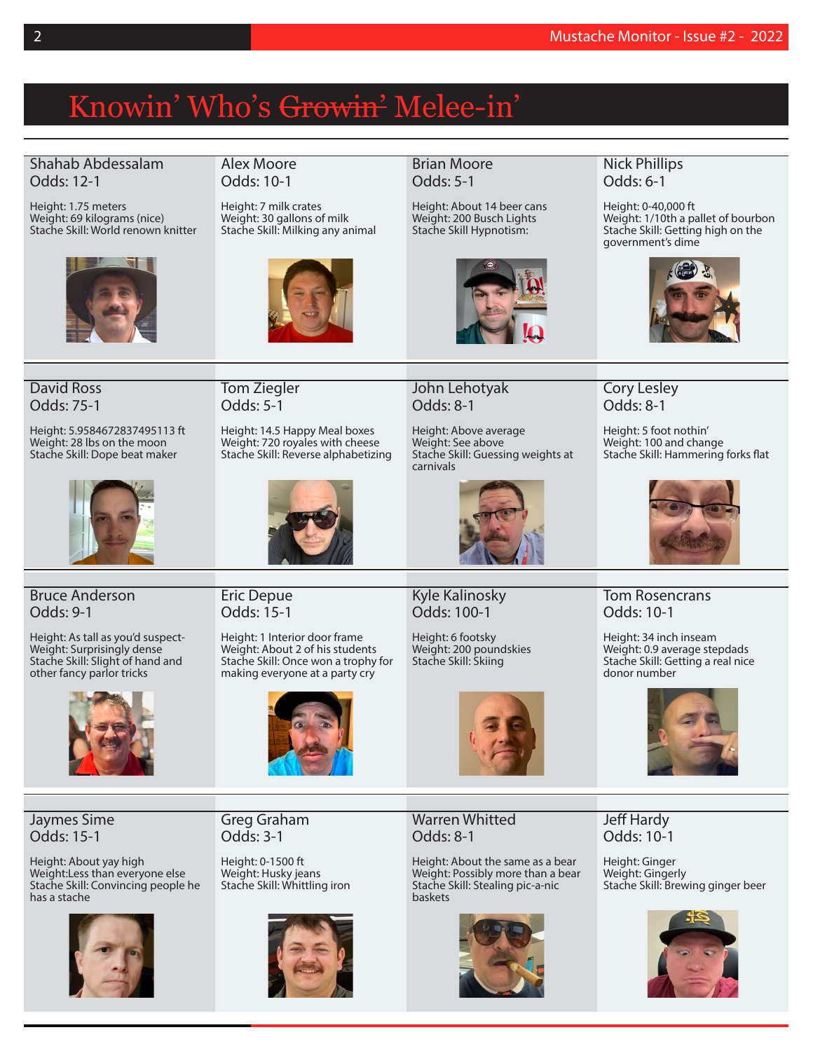# Knowin' Who's ~~Growin'~~ Melee-in'

### Shahab Abdessalam
Odds: 12-1

Height: 1.75 meters
Weight: 69 kilograms (nice)
Stache Skill: World renown knitter

### Alex Moore
Odds: 10-1

Height: 7 milk crates
Weight: 30 gallons of milk
Stache Skill: Milking any animal

### Brian Moore
Odds: 5-1

Height: About 14 beer cans
Weight: 200 Busch Lights
Stache Skill Hypnotism:

### Nick Phillips
Odds: 6-1

Height: 0-40,000 ft
Weight: 1/10th a pallet of bourbon
Stache Skill: Getting high on the government's dime

### David Ross
Odds: 75-1

Height: 5.9584672837495113 ft
Weight: 28 lbs on the moon
Stache Skill: Dope beat maker

### Tom Ziegler
Odds: 5-1

Height: 14.5 Happy Meal boxes
Weight: 720 royales with cheese
Stache Skill: Reverse alphabetizing

### John Lehotyak
Odds: 8-1

Height: Above average
Weight: See above
Stache Skill: Guessing weights at carnivals

### Cory Lesley
Odds: 8-1

Height: 5 foot nothin'
Weight: 100 and change
Stache Skill: Hammering forks flat

### Bruce Anderson
Odds: 9-1

Height: As tall as you'd suspect-
Weight: Surprisingly dense
Stache Skill: Slight of hand and other fancy parlor tricks

### Eric Depue
Odds: 15-1

Height: 1 Interior door frame
Weight: About 2 of his students
Stache Skill: Once won a trophy for making everyone at a party cry

### Kyle Kalinosky
Odds: 100-1

Height: 6 footsky
Weight: 200 poundskies
Stache Skill: Skiing

### Tom Rosencrans
Odds: 10-1

Height: 34 inch inseam
Weight: 0.9 average stepdads
Stache Skill: Getting a real nice donor number

### Jaymes Sime
Odds: 15-1

Height: About yay high
Weight:Less than everyone else
Stache Skill: Convincing people he has a stache

### Greg Graham
Odds: 3-1

Height: 0-1500 ft
Weight: Husky jeans
Stache Skill: Whittling iron

### Warren Whitted
Odds: 8-1

Height: About the same as a bear
Weight: Possibly more than a bear
Stache Skill: Stealing pic-a-nic baskets

### Jeff Hardy
Odds: 10-1

Height: Ginger
Weight: Gingerly
Stache Skill: Brewing ginger beer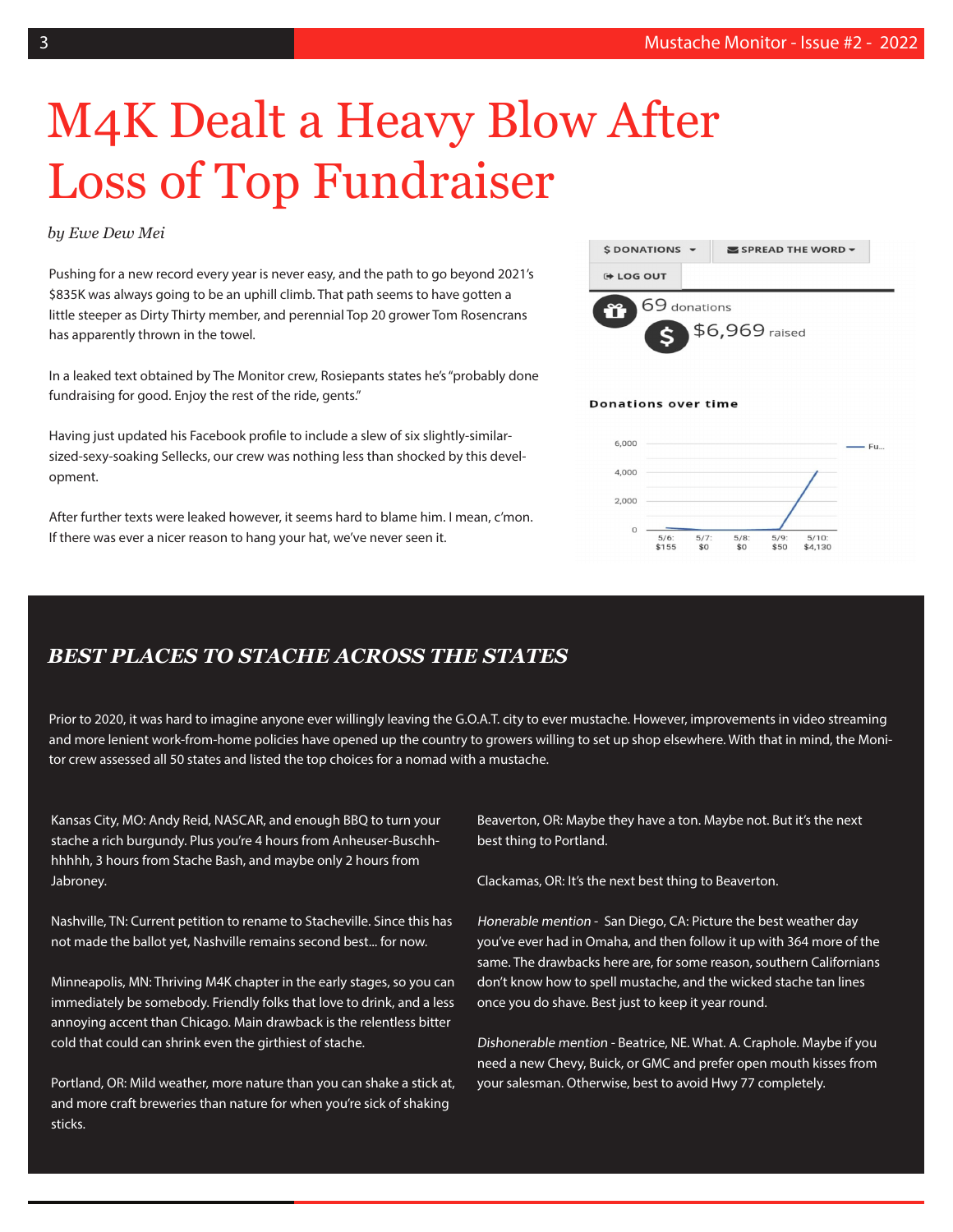# M4K Dealt a Heavy Blow After Loss of Top Fundraiser

*by Ewe Dew Mei*

Pushing for a new record every year is never easy, and the path to go beyond 2021's $835K was always going to be an uphill climb. That path seems to have gotten a little steeper as Dirty Thirty member, and perennial Top 20 grower Tom Rosencrans has apparently thrown in the towel.

In a leaked text obtained by The Monitor crew, Rosiepants states he's "probably done fundraising for good. Enjoy the rest of the ride, gents."

Having just updated his Facebook profile to include a slew of six slightly-similar-sized-sexy-soaking Sellecks, our crew was nothing less than shocked by this development.

After further texts were leaked however, it seems hard to blame him. I mean, c'mon. If there was ever a nicer reason to hang your hat, we've never seen it.

$ DONATIONS ▾ | SPREAD THE WORD ▾
LOG OUT

69 donations
$6,969 raised

Donations over time

6,000
4,000
2,000
0

Fu...

5/6: $155
5/7: $0
5/8: $0
5/9: $50
5/10: $4,130

## *BEST PLACES TO STACHE ACROSS THE STATES*

Prior to 2020, it was hard to imagine anyone ever willingly leaving the G.O.A.T. city to ever mustache. However, improvements in video streaming and more lenient work-from-home policies have opened up the country to growers willing to set up shop elsewhere. With that in mind, the Monitor crew assessed all 50 states and listed the top choices for a nomad with a mustache.

Kansas City, MO: Andy Reid, NASCAR, and enough BBQ to turn your stache a rich burgundy. Plus you're 4 hours from Anheuser-Buschhhhhhh, 3 hours from Stache Bash, and maybe only 2 hours from Jabroney.

Nashville, TN: Current petition to rename to Stacheville. Since this has not made the ballot yet, Nashville remains second best... for now.

Minneapolis, MN: Thriving M4K chapter in the early stages, so you can immediately be somebody. Friendly folks that love to drink, and a less annoying accent than Chicago. Main drawback is the relentless bitter cold that could can shrink even the girthiest of stache.

Portland, OR: Mild weather, more nature than you can shake a stick at, and more craft breweries than nature for when you're sick of shaking sticks.

Beaverton, OR: Maybe they have a ton. Maybe not. But it's the next best thing to Portland.

Clackamas, OR: It's the next best thing to Beaverton.

*Honerable mention* - San Diego, CA: Picture the best weather day you've ever had in Omaha, and then follow it up with 364 more of the same. The drawbacks here are, for some reason, southern Californians don't know how to spell mustache, and the wicked stache tan lines once you do shave. Best just to keep it year round.

*Dishonerable mention* - Beatrice, NE. What. A. Craphole. Maybe if you need a new Chevy, Buick, or GMC and prefer open mouth kisses from your salesman. Otherwise, best to avoid Hwy 77 completely.